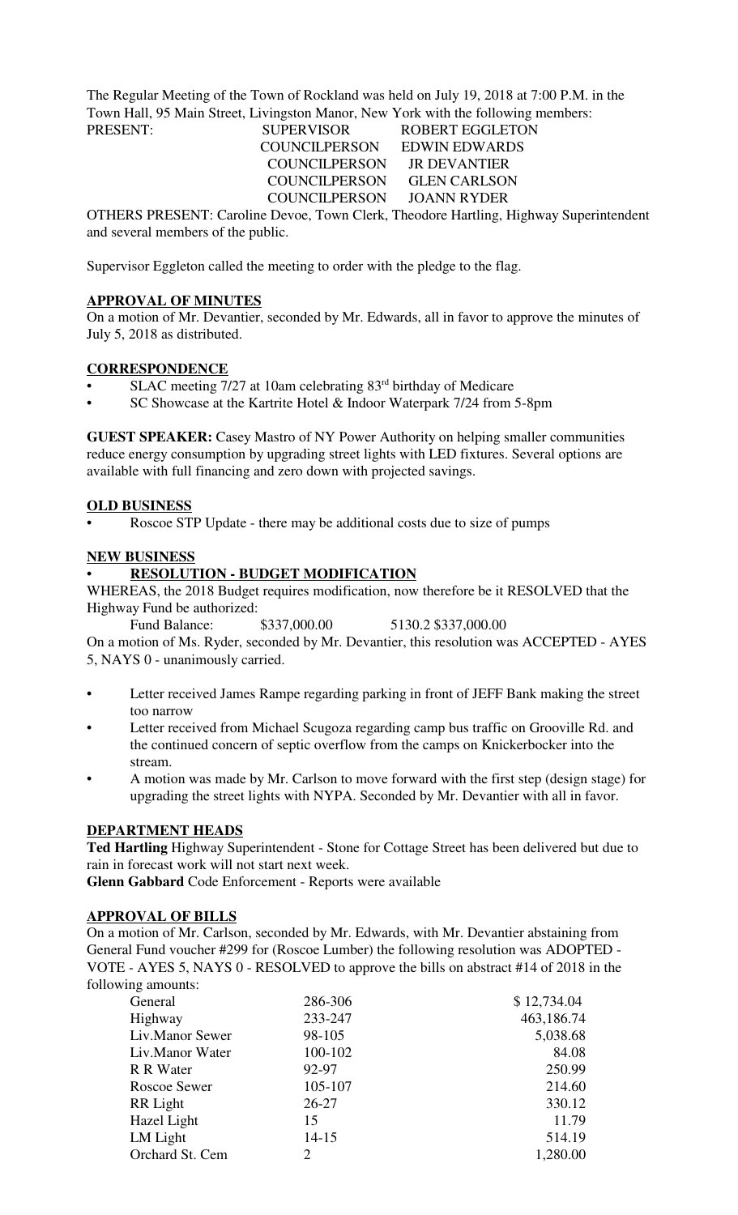The Regular Meeting of the Town of Rockland was held on July 19, 2018 at 7:00 P.M. in the Town Hall, 95 Main Street, Livingston Manor, New York with the following members:

| PRESENT: | SUPERVISOR | ROBERT EGGLETON |
|---|---|---|
| | COUNCILPERSON | EDWIN EDWARDS |
| | COUNCILPERSON | JR DEVANTIER |
| | COUNCILPERSON | GLEN CARLSON |
| | COUNCILPERSON | JOANN RYDER |

OTHERS PRESENT: Caroline Devoe, Town Clerk, Theodore Hartling, Highway Superintendent and several members of the public.

Supervisor Eggleton called the meeting to order with the pledge to the flag.

**APPROVAL OF MINUTES**

On a motion of Mr. Devantier, seconded by Mr. Edwards, all in favor to approve the minutes of July 5, 2018 as distributed.

**CORRESPONDENCE**

- SLAC meeting 7/27 at 10am celebrating 83rd birthday of Medicare
- SC Showcase at the Kartrite Hotel & Indoor Waterpark 7/24 from 5-8pm

**GUEST SPEAKER:** Casey Mastro of NY Power Authority on helping smaller communities reduce energy consumption by upgrading street lights with LED fixtures. Several options are available with full financing and zero down with projected savings.

**OLD BUSINESS**

- Roscoe STP Update - there may be additional costs due to size of pumps

**NEW BUSINESS**

- **RESOLUTION - BUDGET MODIFICATION**

WHEREAS, the 2018 Budget requires modification, now therefore be it RESOLVED that the Highway Fund be authorized:

Fund Balance: $337,000.00 5130.2 $337,000.00

On a motion of Ms. Ryder, seconded by Mr. Devantier, this resolution was ACCEPTED - AYES 5, NAYS 0 - unanimously carried.

- Letter received James Rampe regarding parking in front of JEFF Bank making the street too narrow
- Letter received from Michael Scugoza regarding camp bus traffic on Grooville Rd. and the continued concern of septic overflow from the camps on Knickerbocker into the stream.
- A motion was made by Mr. Carlson to move forward with the first step (design stage) for upgrading the street lights with NYPA. Seconded by Mr. Devantier with all in favor.

**DEPARTMENT HEADS**

**Ted Hartling** Highway Superintendent - Stone for Cottage Street has been delivered but due to rain in forecast work will not start next week.

**Glenn Gabbard** Code Enforcement - Reports were available

**APPROVAL OF BILLS**

On a motion of Mr. Carlson, seconded by Mr. Edwards, with Mr. Devantier abstaining from General Fund voucher #299 for (Roscoe Lumber) the following resolution was ADOPTED - VOTE - AYES 5, NAYS 0 - RESOLVED to approve the bills on abstract #14 of 2018 in the following amounts:

| | | |
|---|---|---|
| General | 286-306 | $ 12,734.04 |
| Highway | 233-247 | 463,186.74 |
| Liv.Manor Sewer | 98-105 | 5,038.68 |
| Liv.Manor Water | 100-102 | 84.08 |
| R R Water | 92-97 | 250.99 |
| Roscoe Sewer | 105-107 | 214.60 |
| RR Light | 26-27 | 330.12 |
| Hazel Light | 15 | 11.79 |
| LM Light | 14-15 | 514.19 |
| Orchard St. Cem | 2 | 1,280.00 |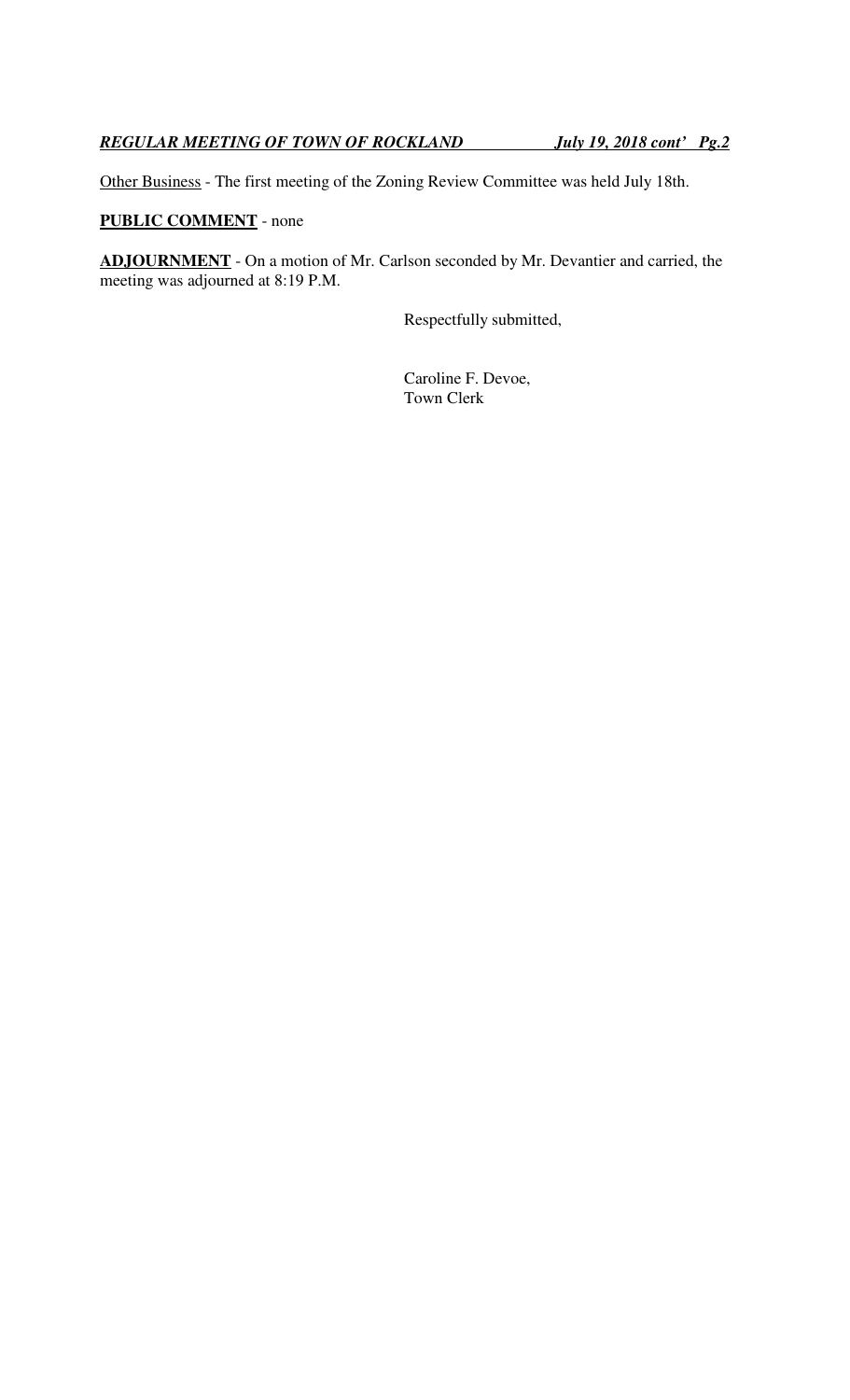Other Business - The first meeting of the Zoning Review Committee was held July 18th.

**PUBLIC COMMENT** - none

**ADJOURNMENT** - On a motion of Mr. Carlson seconded by Mr. Devantier and carried, the meeting was adjourned at 8:19 P.M.

Respectfully submitted,

Caroline F. Devoe,
Town Clerk